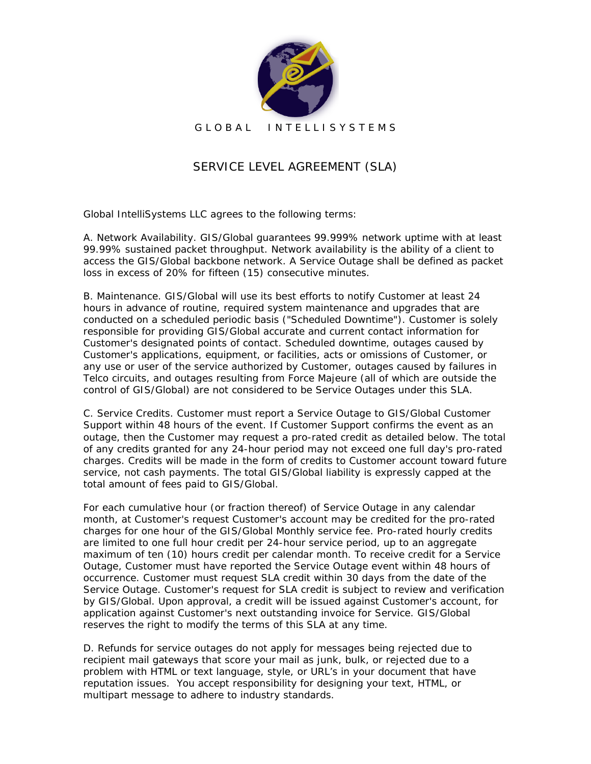GLOBAL INTELLISYSTEMS

# SERVICE LEVEL AGREEMENT (SLA)

Global IntelliSystems LLC agrees to the following terms:

A. Network Availability. GIS/Global guarantees 99.999% network uptime with at least 99.99% sustained packet throughput. Network availability is the ability of a client to access the GIS/Global backbone network. A Service Outage shall be defined as packet loss in excess of 20% for fifteen (15) consecutive minutes.

B. Maintenance. GIS/Global will use its best efforts to notify Customer at least 24 hours in advance of routine, required system maintenance and upgrades that are conducted on a scheduled periodic basis ("Scheduled Downtime"). Customer is solely responsible for providing GIS/Global accurate and current contact information for Customer's designated points of contact. Scheduled downtime, outages caused by Customer's applications, equipment, or facilities, acts or omissions of Customer, or any use or user of the service authorized by Customer, outages caused by failures in Telco circuits, and outages resulting from Force Majeure (all of which are outside the control of GIS/Global) are not considered to be Service Outages under this SLA.

C. Service Credits. Customer must report a Service Outage to GIS/Global Customer Support within 48 hours of the event. If Customer Support confirms the event as an outage, then the Customer may request a pro-rated credit as detailed below. The total of any credits granted for any 24-hour period may not exceed one full day's pro-rated charges. Credits will be made in the form of credits to Customer account toward future service, not cash payments. The total GIS/Global liability is expressly capped at the total amount of fees paid to GIS/Global.

For each cumulative hour (or fraction thereof) of Service Outage in any calendar month, at Customer's request Customer's account may be credited for the pro-rated charges for one hour of the GIS/Global Monthly service fee. Pro-rated hourly credits are limited to one full hour credit per 24-hour service period, up to an aggregate maximum of ten (10) hours credit per calendar month. To receive credit for a Service Outage, Customer must have reported the Service Outage event within 48 hours of occurrence. Customer must request SLA credit within 30 days from the date of the Service Outage. Customer's request for SLA credit is subject to review and verification by GIS/Global. Upon approval, a credit will be issued against Customer's account, for application against Customer's next outstanding invoice for Service. GIS/Global reserves the right to modify the terms of this SLA at any time.

D. Refunds for service outages do not apply for messages being rejected due to recipient mail gateways that score your mail as junk, bulk, or rejected due to a problem with HTML or text language, style, or URL's in your document that have reputation issues. You accept responsibility for designing your text, HTML, or multipart message to adhere to industry standards.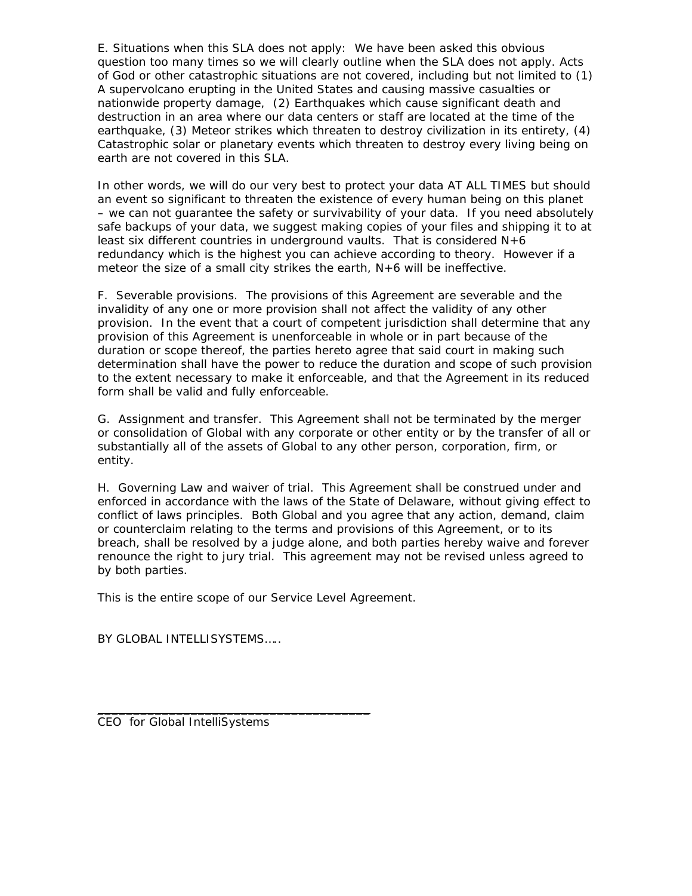E. Situations when this SLA does not apply: We have been asked this obvious question too many times so we will clearly outline when the SLA does not apply. Acts of God or other catastrophic situations are not covered, including but not limited to (1) A supervolcano erupting in the United States and causing massive casualties or nationwide property damage, (2) Earthquakes which cause significant death and destruction in an area where our data centers or staff are located at the time of the earthquake, (3) Meteor strikes which threaten to destroy civilization in its entirety, (4) Catastrophic solar or planetary events which threaten to destroy every living being on earth are not covered in this SLA.

In other words, we will do our very best to protect your data AT ALL TIMES but should an event so significant to threaten the existence of every human being on this planet – we can not guarantee the safety or survivability of your data. If you need absolutely safe backups of your data, we suggest making copies of your files and shipping it to at least six different countries in underground vaults. That is considered N+6 redundancy which is the highest you can achieve according to theory. However if a meteor the size of a small city strikes the earth, N+6 will be ineffective.

F. Severable provisions. The provisions of this Agreement are severable and the invalidity of any one or more provision shall not affect the validity of any other provision. In the event that a court of competent jurisdiction shall determine that any provision of this Agreement is unenforceable in whole or in part because of the duration or scope thereof, the parties hereto agree that said court in making such determination shall have the power to reduce the duration and scope of such provision to the extent necessary to make it enforceable, and that the Agreement in its reduced form shall be valid and fully enforceable.

G. Assignment and transfer. This Agreement shall not be terminated by the merger or consolidation of Global with any corporate or other entity or by the transfer of all or substantially all of the assets of Global to any other person, corporation, firm, or entity.

H. Governing Law and waiver of trial. This Agreement shall be construed under and enforced in accordance with the laws of the State of Delaware, without giving effect to conflict of laws principles. Both Global and you agree that any action, demand, claim or counterclaim relating to the terms and provisions of this Agreement, or to its breach, shall be resolved by a judge alone, and both parties hereby waive and forever renounce the right to jury trial. This agreement may not be revised unless agreed to by both parties.

This is the entire scope of our Service Level Agreement.

BY GLOBAL INTELLISYSTEMS…..

\_\_\_\_\_\_\_\_\_\_\_\_\_\_\_\_\_\_\_\_\_\_\_\_\_\_\_\_\_\_\_\_\_\_\_\_\_\_\_\_

CEO for Global IntelliSystems